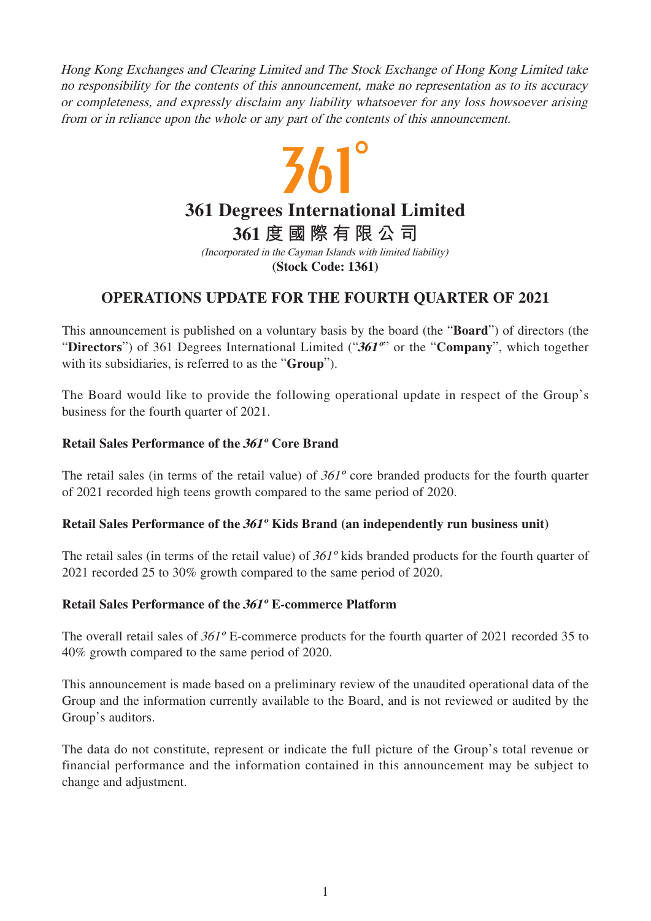*Hong Kong Exchanges and Clearing Limited and The Stock Exchange of Hong Kong Limited take no responsibility for the contents of this announcement, make no representation as to its accuracy or completeness, and expressly disclaim any liability whatsoever for any loss howsoever arising from or in reliance upon the whole or any part of the contents of this announcement.*

361°

# 361 Degrees International Limited

# 361度國際有限公司

*(Incorporated in the Cayman Islands with limited liability)*

**(Stock Code: 1361)**

## OPERATIONS UPDATE FOR THE FOURTH QUARTER OF 2021

This announcement is published on a voluntary basis by the board (the "**Board**") of directors (the "**Directors**") of 361 Degrees International Limited ("***361º***" or the "**Company**", which together with its subsidiaries, is referred to as the "**Group**").

The Board would like to provide the following operational update in respect of the Group's business for the fourth quarter of 2021.

**Retail Sales Performance of the *361º* Core Brand**

The retail sales (in terms of the retail value) of *361º* core branded products for the fourth quarter of 2021 recorded high teens growth compared to the same period of 2020.

**Retail Sales Performance of the *361º* Kids Brand (an independently run business unit)**

The retail sales (in terms of the retail value) of *361º* kids branded products for the fourth quarter of 2021 recorded 25 to 30% growth compared to the same period of 2020.

**Retail Sales Performance of the *361º* E-commerce Platform**

The overall retail sales of *361º* E-commerce products for the fourth quarter of 2021 recorded 35 to 40% growth compared to the same period of 2020.

This announcement is made based on a preliminary review of the unaudited operational data of the Group and the information currently available to the Board, and is not reviewed or audited by the Group's auditors.

The data do not constitute, represent or indicate the full picture of the Group's total revenue or financial performance and the information contained in this announcement may be subject to change and adjustment.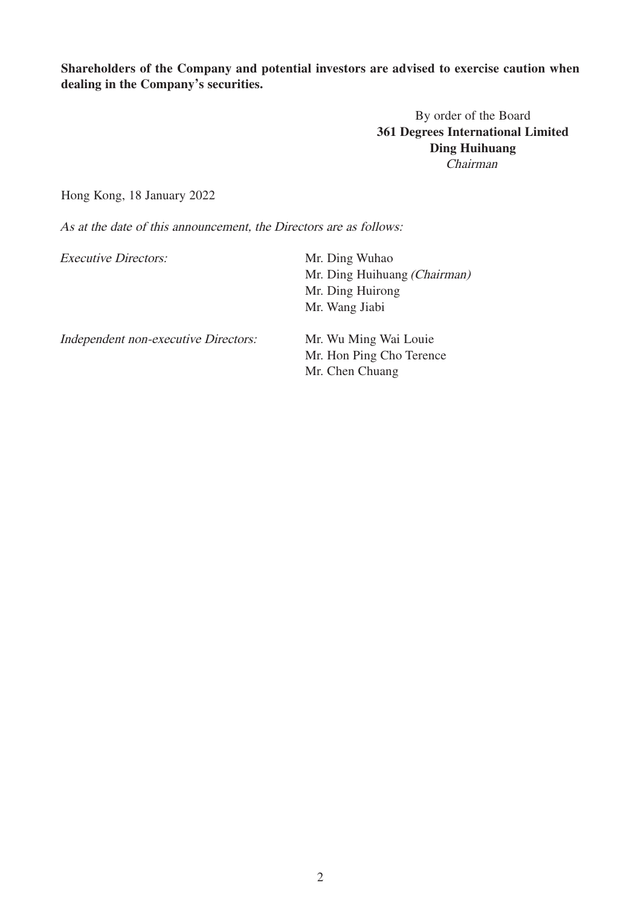**Shareholders of the Company and potential investors are advised to exercise caution when dealing in the Company's securities.**

By order of the Board
**361 Degrees International Limited**
**Ding Huihuang**
*Chairman*

Hong Kong, 18 January 2022

*As at the date of this announcement, the Directors are as follows:*

| | |
|---|---|
| *Executive Directors:* | Mr. Ding Wuhao<br>Mr. Ding Huihuang *(Chairman)*<br>Mr. Ding Huirong<br>Mr. Wang Jiabi |
| *Independent non-executive Directors:* | Mr. Wu Ming Wai Louie<br>Mr. Hon Ping Cho Terence<br>Mr. Chen Chuang |